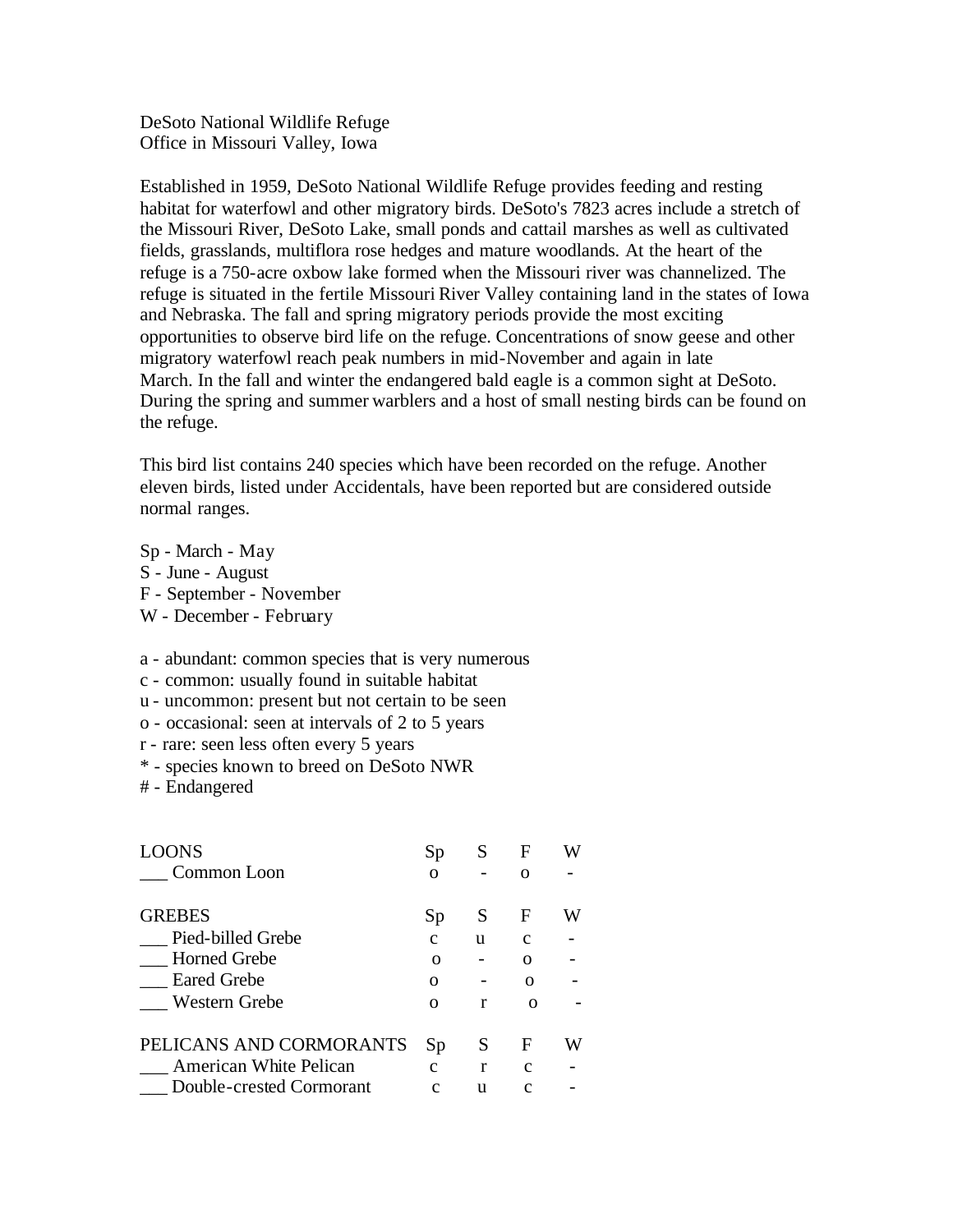DeSoto National Wildlife Refuge
Office in Missouri Valley, Iowa

Established in 1959, DeSoto National Wildlife Refuge provides feeding and resting habitat for waterfowl and other migratory birds. DeSoto's 7823 acres include a stretch of the Missouri River, DeSoto Lake, small ponds and cattail marshes as well as cultivated fields, grasslands, multiflora rose hedges and mature woodlands. At the heart of the refuge is a 750-acre oxbow lake formed when the Missouri river was channelized. The refuge is situated in the fertile Missouri River Valley containing land in the states of Iowa and Nebraska. The fall and spring migratory periods provide the most exciting opportunities to observe bird life on the refuge. Concentrations of snow geese and other migratory waterfowl reach peak numbers in mid-November and again in late March. In the fall and winter the endangered bald eagle is a common sight at DeSoto. During the spring and summer warblers and a host of small nesting birds can be found on the refuge.

This bird list contains 240 species which have been recorded on the refuge. Another eleven birds, listed under Accidentals, have been reported but are considered outside normal ranges.

Sp - March - May
S - June - August
F - September - November
W - December - February

a - abundant: common species that is very numerous
c - common: usually found in suitable habitat
u - uncommon: present but not certain to be seen
o - occasional: seen at intervals of 2 to 5 years
r - rare: seen less often every 5 years
* - species known to breed on DeSoto NWR
# - Endangered

| LOONS | Sp | S | F | W |
|---|---|---|---|---|
| ___ Common Loon | o | - | o | - |

| GREBES | Sp | S | F | W |
|---|---|---|---|---|
| ___ Pied-billed Grebe | c | u | c | - |
| ___ Horned Grebe | o | - | o | - |
| ___ Eared Grebe | o | - | o | - |
| ___ Western Grebe | o | r | o | - |

| PELICANS AND CORMORANTS | Sp | S | F | W |
|---|---|---|---|---|
| ___ American White Pelican | c | r | c | - |
| ___ Double-crested Cormorant | c | u | c | - |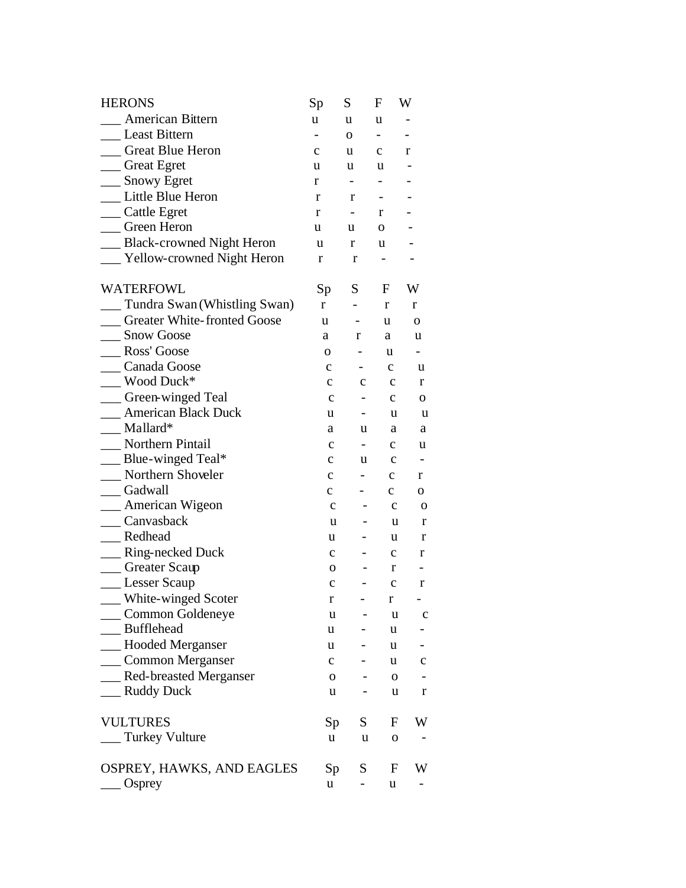| HERONS | Sp | S | F | W |
|---|---|---|---|---|
| ___ American Bittern | u | u | u | - |
| ___ Least Bittern | - | o | - | - |
| ___ Great Blue Heron | c | u | c | r |
| ___ Great Egret | u | u | u | - |
| ___ Snowy Egret | r | - | - | - |
| ___ Little Blue Heron | r | r | - | - |
| ___ Cattle Egret | r | - | r | - |
| ___ Green Heron | u | u | o | - |
| ___ Black-crowned Night Heron | u | r | u | - |
| ___ Yellow-crowned Night Heron | r | r | - | - |

| WATERFOWL | Sp | S | F | W |
|---|---|---|---|---|
| ___ Tundra Swan (Whistling Swan) | r | - | r | r |
| ___ Greater White-fronted Goose | u | - | u | o |
| ___ Snow Goose | a | r | a | u |
| ___ Ross' Goose | o | - | u | - |
| ___ Canada Goose | c | - | c | u |
| ___ Wood Duck* | c | c | c | r |
| ___ Green-winged Teal | c | - | c | o |
| ___ American Black Duck | u | - | u | u |
| ___ Mallard* | a | u | a | a |
| ___ Northern Pintail | c | - | c | u |
| ___ Blue-winged Teal* | c | u | c | - |
| ___ Northern Shoveler | c | - | c | r |
| ___ Gadwall | c | - | c | o |
| ___ American Wigeon | c | - | c | o |
| ___ Canvasback | u | - | u | r |
| ___ Redhead | u | - | u | r |
| ___ Ring-necked Duck | c | - | c | r |
| ___ Greater Scaup | o | - | r | - |
| ___ Lesser Scaup | c | - | c | r |
| ___ White-winged Scoter | r | - | r | - |
| ___ Common Goldeneye | u | - | u | c |
| ___ Bufflehead | u | - | u | - |
| ___ Hooded Merganser | u | - | u | - |
| ___ Common Merganser | c | - | u | c |
| ___ Red-breasted Merganser | o | - | o | - |
| ___ Ruddy Duck | u | - | u | r |

| VULTURES | Sp | S | F | W |
|---|---|---|---|---|
| ___ Turkey Vulture | u | u | o | - |

| OSPREY, HAWKS, AND EAGLES | Sp | S | F | W |
|---|---|---|---|---|
| ___ Osprey | u | - | u | - |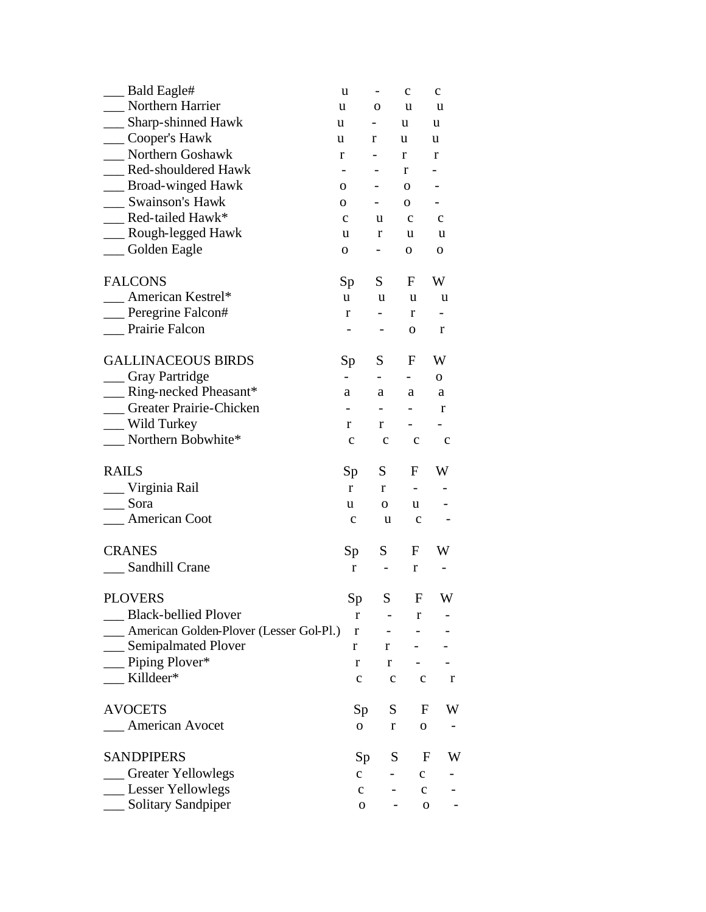| | Sp | S | F | W |
|---|---|---|---|---|
| ___ Bald Eagle# | u | - | c | c |
| ___ Northern Harrier | u | o | u | u |
| ___ Sharp-shinned Hawk | u | - | u | u |
| ___ Cooper's Hawk | u | r | u | u |
| ___ Northern Goshawk | r | - | r | r |
| ___ Red-shouldered Hawk | - | - | r | - |
| ___ Broad-winged Hawk | o | - | o | - |
| ___ Swainson's Hawk | o | - | o | - |
| ___ Red-tailed Hawk* | c | u | c | c |
| ___ Rough-legged Hawk | u | r | u | u |
| ___ Golden Eagle | o | - | o | o |

| FALCONS | Sp | S | F | W |
|---|---|---|---|---|
| ___ American Kestrel* | u | u | u | u |
| ___ Peregrine Falcon# | r | - | r | - |
| ___ Prairie Falcon | - | - | o | r |

| GALLINACEOUS BIRDS | Sp | S | F | W |
|---|---|---|---|---|
| ___ Gray Partridge | - | - | - | o |
| ___ Ring-necked Pheasant* | a | a | a | a |
| ___ Greater Prairie-Chicken | - | - | - | r |
| ___ Wild Turkey | r | r | - | - |
| ___ Northern Bobwhite* | c | c | c | c |

| RAILS | Sp | S | F | W |
|---|---|---|---|---|
| ___ Virginia Rail | r | r | - | - |
| ___ Sora | u | o | u | - |
| ___ American Coot | c | u | c | - |

| CRANES | Sp | S | F | W |
|---|---|---|---|---|
| ___ Sandhill Crane | r | - | r | - |

| PLOVERS | Sp | S | F | W |
|---|---|---|---|---|
| ___ Black-bellied Plover | r | - | r | - |
| ___ American Golden-Plover (Lesser Gol-Pl.) | r | - | - | - |
| ___ Semipalmated Plover | r | r | - | - |
| ___ Piping Plover* | r | r | - | - |
| ___ Killdeer* | c | c | c | r |

| AVOCETS | Sp | S | F | W |
|---|---|---|---|---|
| ___ American Avocet | o | r | o | - |

| SANDPIPERS | Sp | S | F | W |
|---|---|---|---|---|
| ___ Greater Yellowlegs | c | - | c | - |
| ___ Lesser Yellowlegs | c | - | c | - |
| ___ Solitary Sandpiper | o | - | o | - |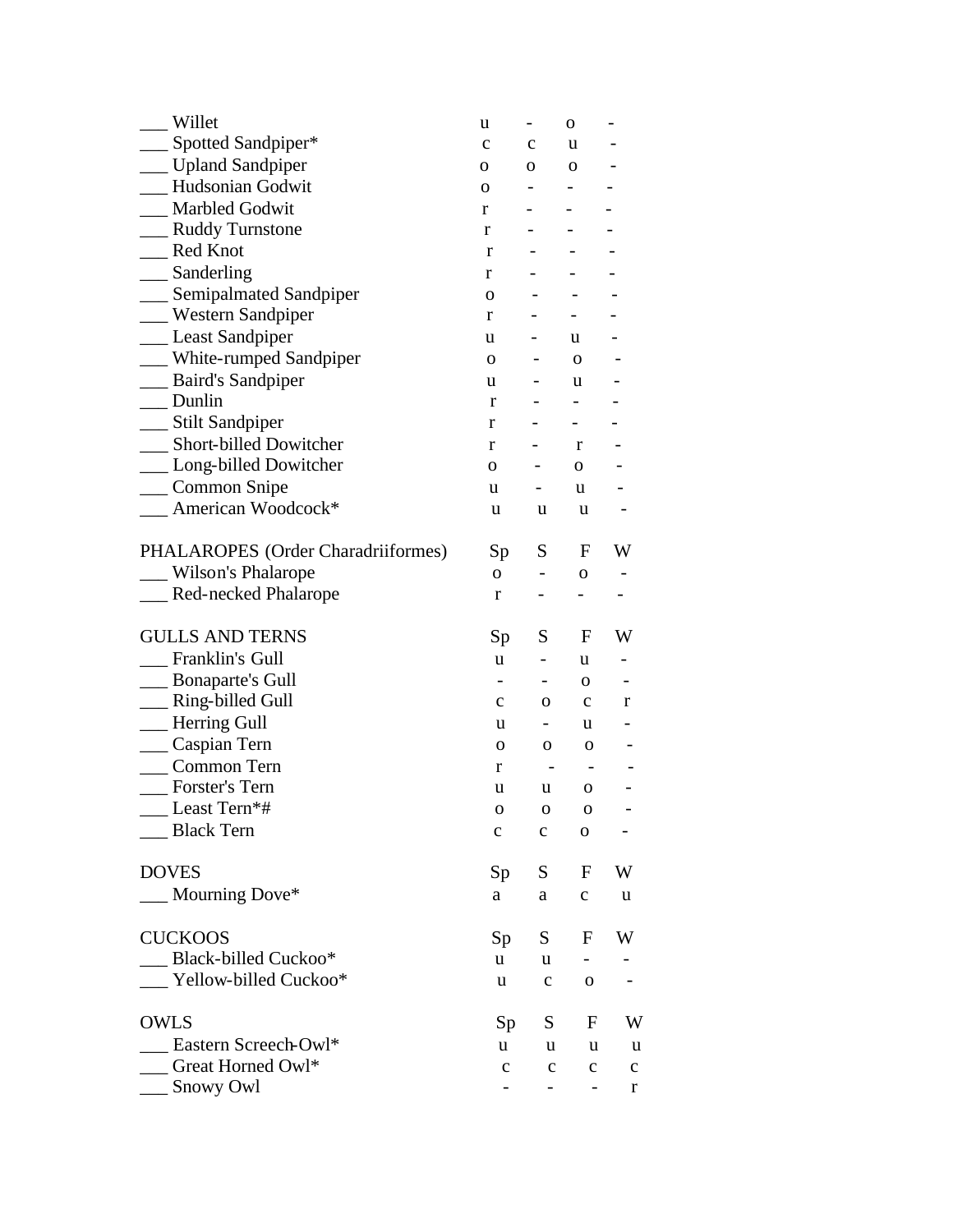| | Sp | S | F | W |
|---|---|---|---|---|
| ___ Willet | u | - | o | - |
| ___ Spotted Sandpiper* | c | c | u | - |
| ___ Upland Sandpiper | o | o | o | - |
| ___ Hudsonian Godwit | o | - | - | - |
| ___ Marbled Godwit | r | - | - | - |
| ___ Ruddy Turnstone | r | - | - | - |
| ___ Red Knot | r | - | - | - |
| ___ Sanderling | r | - | - | - |
| ___ Semipalmated Sandpiper | o | - | - | - |
| ___ Western Sandpiper | r | - | - | - |
| ___ Least Sandpiper | u | - | u | - |
| ___ White-rumped Sandpiper | o | - | o | - |
| ___ Baird's Sandpiper | u | - | u | - |
| ___ Dunlin | r | - | - | - |
| ___ Stilt Sandpiper | r | - | - | - |
| ___ Short-billed Dowitcher | r | - | r | - |
| ___ Long-billed Dowitcher | o | - | o | - |
| ___ Common Snipe | u | - | u | - |
| ___ American Woodcock* | u | u | u | - |

| PHALAROPES (Order Charadriiformes) | Sp | S | F | W |
|---|---|---|---|---|
| ___ Wilson's Phalarope | o | - | o | - |
| ___ Red-necked Phalarope | r | - | - | - |

| GULLS AND TERNS | Sp | S | F | W |
|---|---|---|---|---|
| ___ Franklin's Gull | u | - | u | - |
| ___ Bonaparte's Gull | - | - | o | - |
| ___ Ring-billed Gull | c | o | c | r |
| ___ Herring Gull | u | - | u | - |
| ___ Caspian Tern | o | o | o | - |
| ___ Common Tern | r | - | - | - |
| ___ Forster's Tern | u | u | o | - |
| ___ Least Tern*# | o | o | o | - |
| ___ Black Tern | c | c | o | - |

| DOVES | Sp | S | F | W |
|---|---|---|---|---|
| ___ Mourning Dove* | a | a | c | u |

| CUCKOOS | Sp | S | F | W |
|---|---|---|---|---|
| ___ Black-billed Cuckoo* | u | u | - | - |
| ___ Yellow-billed Cuckoo* | u | c | o | - |

| OWLS | Sp | S | F | W |
|---|---|---|---|---|
| ___ Eastern Screech-Owl* | u | u | u | u |
| ___ Great Horned Owl* | c | c | c | c |
| ___ Snowy Owl | - | - | - | r |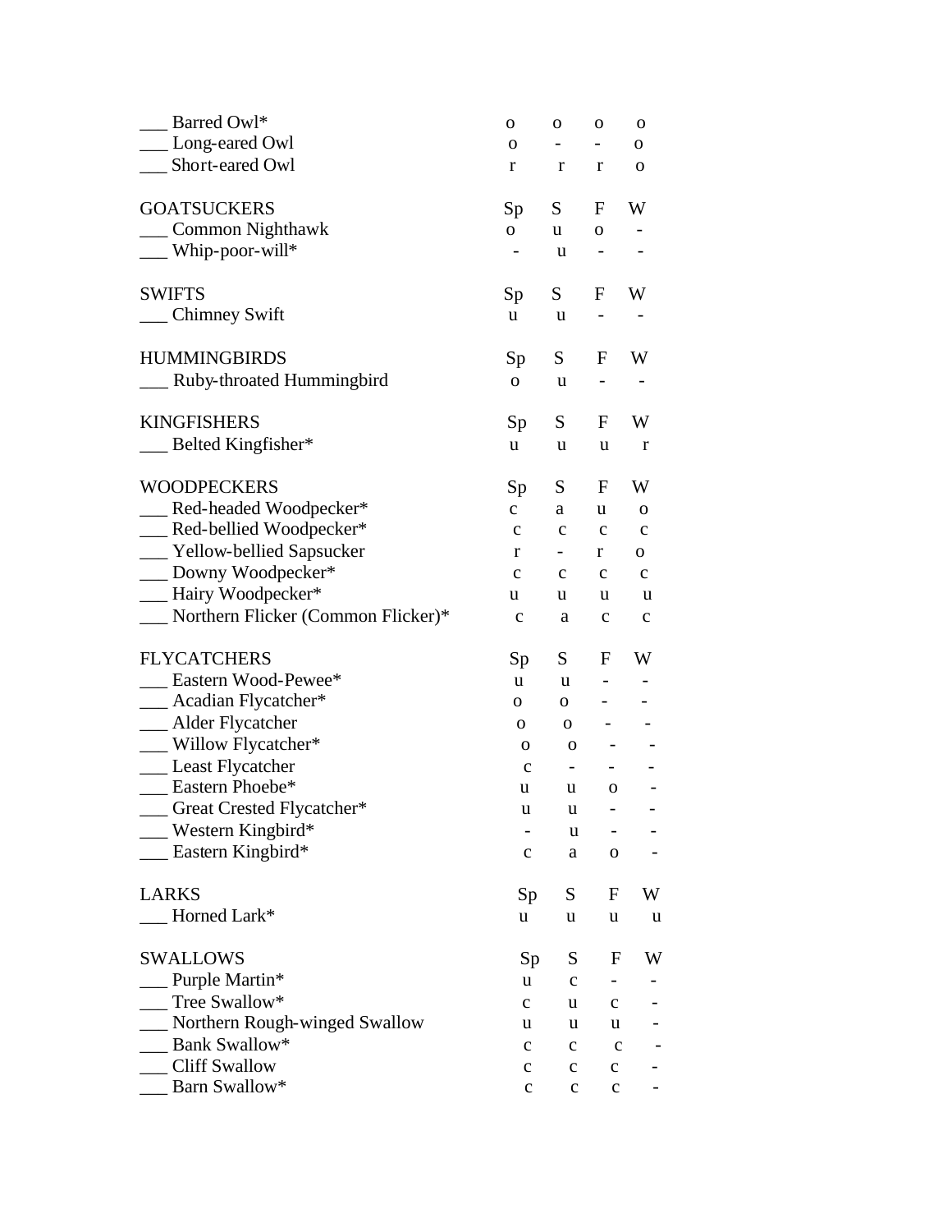| | Sp | S | F | W |
|---|---|---|---|---|
| ___ Barred Owl* | o | o | o | o |
| ___ Long-eared Owl | o | - | - | o |
| ___ Short-eared Owl | r | r | r | o |

| GOATSUCKERS | Sp | S | F | W |
|---|---|---|---|---|
| ___ Common Nighthawk | o | u | o | - |
| ___ Whip-poor-will* | - | u | - | - |

| SWIFTS | Sp | S | F | W |
|---|---|---|---|---|
| ___ Chimney Swift | u | u | - | - |

| HUMMINGBIRDS | Sp | S | F | W |
|---|---|---|---|---|
| ___ Ruby-throated Hummingbird | o | u | - | - |

| KINGFISHERS | Sp | S | F | W |
|---|---|---|---|---|
| ___ Belted Kingfisher* | u | u | u | r |

| WOODPECKERS | Sp | S | F | W |
|---|---|---|---|---|
| ___ Red-headed Woodpecker* | c | a | u | o |
| ___ Red-bellied Woodpecker* | c | c | c | c |
| ___ Yellow-bellied Sapsucker | r | - | r | o |
| ___ Downy Woodpecker* | c | c | c | c |
| ___ Hairy Woodpecker* | u | u | u | u |
| ___ Northern Flicker (Common Flicker)* | c | a | c | c |

| FLYCATCHERS | Sp | S | F | W |
|---|---|---|---|---|
| ___ Eastern Wood-Pewee* | u | u | - | - |
| ___ Acadian Flycatcher* | o | o | - | - |
| ___ Alder Flycatcher | o | o | - | - |
| ___ Willow Flycatcher* | o | o | - | - |
| ___ Least Flycatcher | c | - | - | - |
| ___ Eastern Phoebe* | u | u | o | - |
| ___ Great Crested Flycatcher* | u | u | - | - |
| ___ Western Kingbird* | - | u | - | - |
| ___ Eastern Kingbird* | c | a | o | - |

| LARKS | Sp | S | F | W |
|---|---|---|---|---|
| ___ Horned Lark* | u | u | u | u |

| SWALLOWS | Sp | S | F | W |
|---|---|---|---|---|
| ___ Purple Martin* | u | c | - | - |
| ___ Tree Swallow* | c | u | c | - |
| ___ Northern Rough-winged Swallow | u | u | u | - |
| ___ Bank Swallow* | c | c | c | - |
| ___ Cliff Swallow | c | c | c | - |
| ___ Barn Swallow* | c | c | c | - |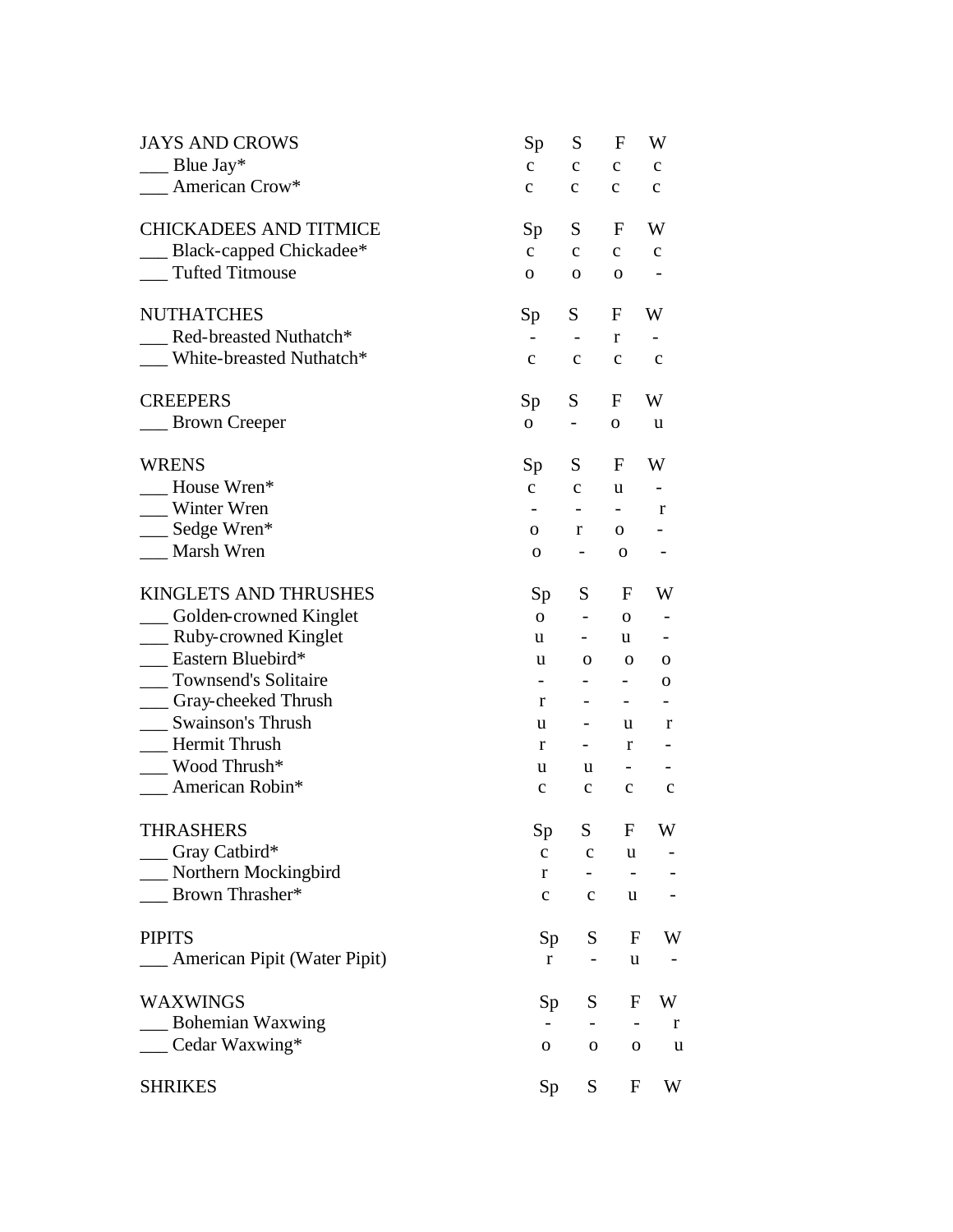| JAYS AND CROWS | Sp | S | F | W |
|---|---|---|---|---|
| ___ Blue Jay* | c | c | c | c |
| ___ American Crow* | c | c | c | c |

| CHICKADEES AND TITMICE | Sp | S | F | W |
|---|---|---|---|---|
| ___ Black-capped Chickadee* | c | c | c | c |
| ___ Tufted Titmouse | o | o | o | - |

| NUTHATCHES | Sp | S | F | W |
|---|---|---|---|---|
| ___ Red-breasted Nuthatch* | - | - | r | - |
| ___ White-breasted Nuthatch* | c | c | c | c |

| CREEPERS | Sp | S | F | W |
|---|---|---|---|---|
| ___ Brown Creeper | o | - | o | u |

| WRENS | Sp | S | F | W |
|---|---|---|---|---|
| ___ House Wren* | c | c | u | - |
| ___ Winter Wren | - | - | - | r |
| ___ Sedge Wren* | o | r | o | - |
| ___ Marsh Wren | o | - | o | - |

| KINGLETS AND THRUSHES | Sp | S | F | W |
|---|---|---|---|---|
| ___ Golden-crowned Kinglet | o | - | o | - |
| ___ Ruby-crowned Kinglet | u | - | u | - |
| ___ Eastern Bluebird* | u | o | o | o |
| ___ Townsend's Solitaire | - | - | - | o |
| ___ Gray-cheeked Thrush | r | - | - | - |
| ___ Swainson's Thrush | u | - | u | r |
| ___ Hermit Thrush | r | - | r | - |
| ___ Wood Thrush* | u | u | - | - |
| ___ American Robin* | c | c | c | c |

| THRASHERS | Sp | S | F | W |
|---|---|---|---|---|
| ___ Gray Catbird* | c | c | u | - |
| ___ Northern Mockingbird | r | - | - | - |
| ___ Brown Thrasher* | c | c | u | - |

| PIPITS | Sp | S | F | W |
|---|---|---|---|---|
| ___ American Pipit (Water Pipit) | r | - | u | - |

| WAXWINGS | Sp | S | F | W |
|---|---|---|---|---|
| ___ Bohemian Waxwing | - | - | - | r |
| ___ Cedar Waxwing* | o | o | o | u |

| SHRIKES | Sp | S | F | W |
|---|---|---|---|---|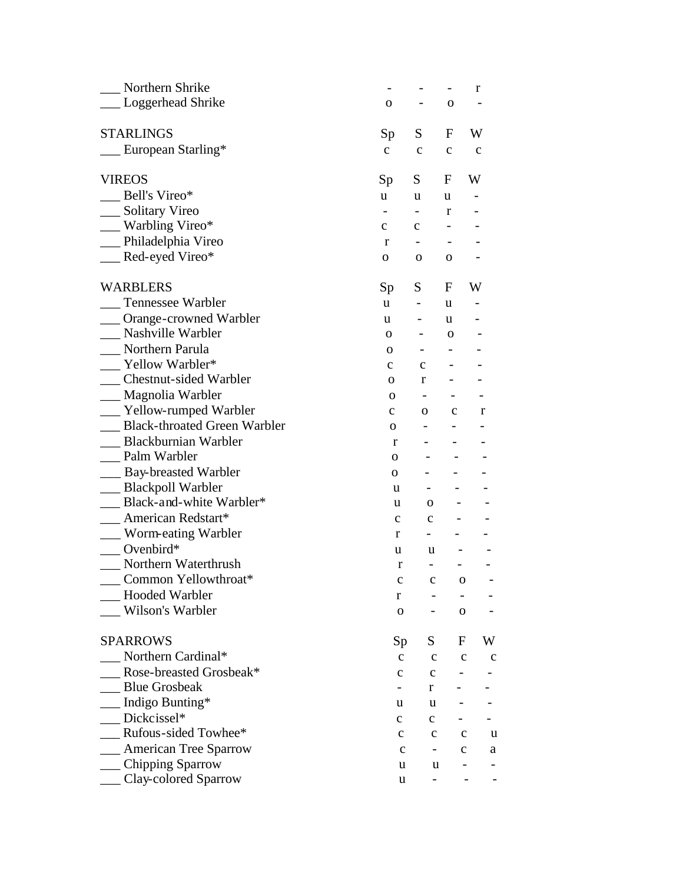| | Sp | S | F | W |
|---|---|---|---|---|
| ___ Northern Shrike | - | - | - | r |
| ___ Loggerhead Shrike | o | - | o | - |

| STARLINGS | Sp | S | F | W |
|---|---|---|---|---|
| ___ European Starling* | c | c | c | c |

| VIREOS | Sp | S | F | W |
|---|---|---|---|---|
| ___ Bell's Vireo* | u | u | u | - |
| ___ Solitary Vireo | - | - | r | - |
| ___ Warbling Vireo* | c | c | - | - |
| ___ Philadelphia Vireo | r | - | - | - |
| ___ Red-eyed Vireo* | o | o | o | - |

| WARBLERS | Sp | S | F | W |
|---|---|---|---|---|
| ___ Tennessee Warbler | u | - | u | - |
| ___ Orange-crowned Warbler | u | - | u | - |
| ___ Nashville Warbler | o | - | o | - |
| ___ Northern Parula | o | - | - | - |
| ___ Yellow Warbler* | c | c | - | - |
| ___ Chestnut-sided Warbler | o | r | - | - |
| ___ Magnolia Warbler | o | - | - | - |
| ___ Yellow-rumped Warbler | c | o | c | r |
| ___ Black-throated Green Warbler | o | - | - | - |
| ___ Blackburnian Warbler | r | - | - | - |
| ___ Palm Warbler | o | - | - | - |
| ___ Bay-breasted Warbler | o | - | - | - |
| ___ Blackpoll Warbler | u | - | - | - |
| ___ Black-and-white Warbler* | u | o | - | - |
| ___ American Redstart* | c | c | - | - |
| ___ Worm-eating Warbler | r | - | - | - |
| ___ Ovenbird* | u | u | - | - |
| ___ Northern Waterthrush | r | - | - | - |
| ___ Common Yellowthroat* | c | c | o | - |
| ___ Hooded Warbler | r | - | - | - |
| ___ Wilson's Warbler | o | - | o | - |

| SPARROWS | Sp | S | F | W |
|---|---|---|---|---|
| ___ Northern Cardinal* | c | c | c | c |
| ___ Rose-breasted Grosbeak* | c | c | - | - |
| ___ Blue Grosbeak | - | r | - | - |
| ___ Indigo Bunting* | u | u | - | - |
| ___ Dickcissel* | c | c | - | - |
| ___ Rufous-sided Towhee* | c | c | c | u |
| ___ American Tree Sparrow | c | - | c | a |
| ___ Chipping Sparrow | u | u | - | - |
| ___ Clay-colored Sparrow | u | - | - | - |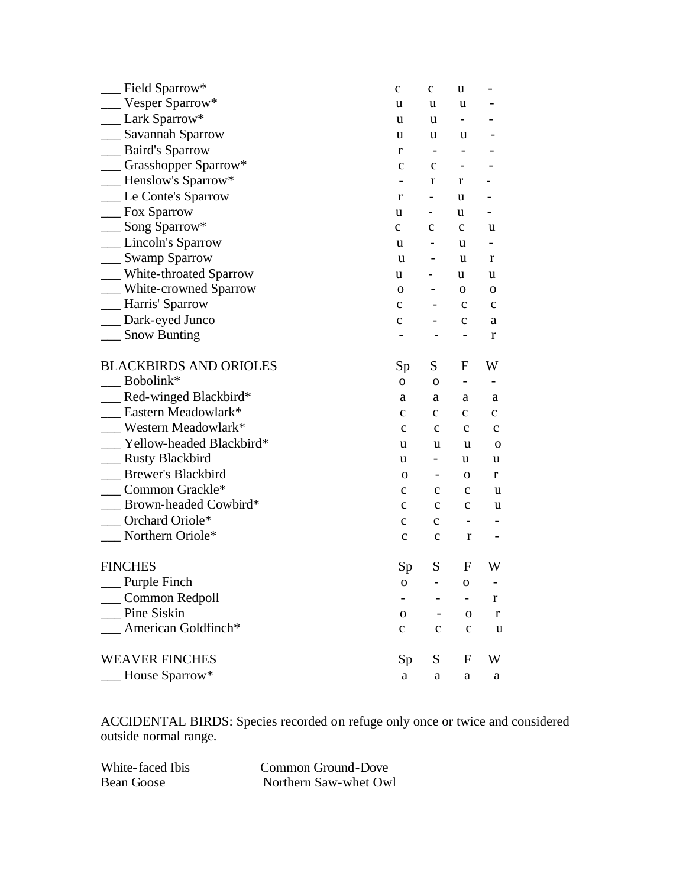| | Sp | S | F | W |
|---|---|---|---|---|
| ___ Field Sparrow* | c | c | u | - |
| ___ Vesper Sparrow* | u | u | u | - |
| ___ Lark Sparrow* | u | u | - | - |
| ___ Savannah Sparrow | u | u | u | - |
| ___ Baird's Sparrow | r | - | - | - |
| ___ Grasshopper Sparrow* | c | c | - | - |
| ___ Henslow's Sparrow* | - | r | r | - |
| ___ Le Conte's Sparrow | r | - | u | - |
| ___ Fox Sparrow | u | - | u | - |
| ___ Song Sparrow* | c | c | c | u |
| ___ Lincoln's Sparrow | u | - | u | - |
| ___ Swamp Sparrow | u | - | u | r |
| ___ White-throated Sparrow | u | - | u | u |
| ___ White-crowned Sparrow | o | - | o | o |
| ___ Harris' Sparrow | c | - | c | c |
| ___ Dark-eyed Junco | c | - | c | a |
| ___ Snow Bunting | - | - | - | r |

| BLACKBIRDS AND ORIOLES | Sp | S | F | W |
|---|---|---|---|---|
| ___ Bobolink* | o | o | - | - |
| ___ Red-winged Blackbird* | a | a | a | a |
| ___ Eastern Meadowlark* | c | c | c | c |
| ___ Western Meadowlark* | c | c | c | c |
| ___ Yellow-headed Blackbird* | u | u | u | o |
| ___ Rusty Blackbird | u | - | u | u |
| ___ Brewer's Blackbird | o | - | o | r |
| ___ Common Grackle* | c | c | c | u |
| ___ Brown-headed Cowbird* | c | c | c | u |
| ___ Orchard Oriole* | c | c | - | - |
| ___ Northern Oriole* | c | c | r | - |

| FINCHES | Sp | S | F | W |
|---|---|---|---|---|
| ___ Purple Finch | o | - | o | - |
| ___ Common Redpoll | - | - | - | r |
| ___ Pine Siskin | o | - | o | r |
| ___ American Goldfinch* | c | c | c | u |

| WEAVER FINCHES | Sp | S | F | W |
|---|---|---|---|---|
| ___ House Sparrow* | a | a | a | a |

ACCIDENTAL BIRDS: Species recorded on refuge only once or twice and considered outside normal range.

| | |
|---|---|
| White-faced Ibis | Common Ground-Dove |
| Bean Goose | Northern Saw-whet Owl |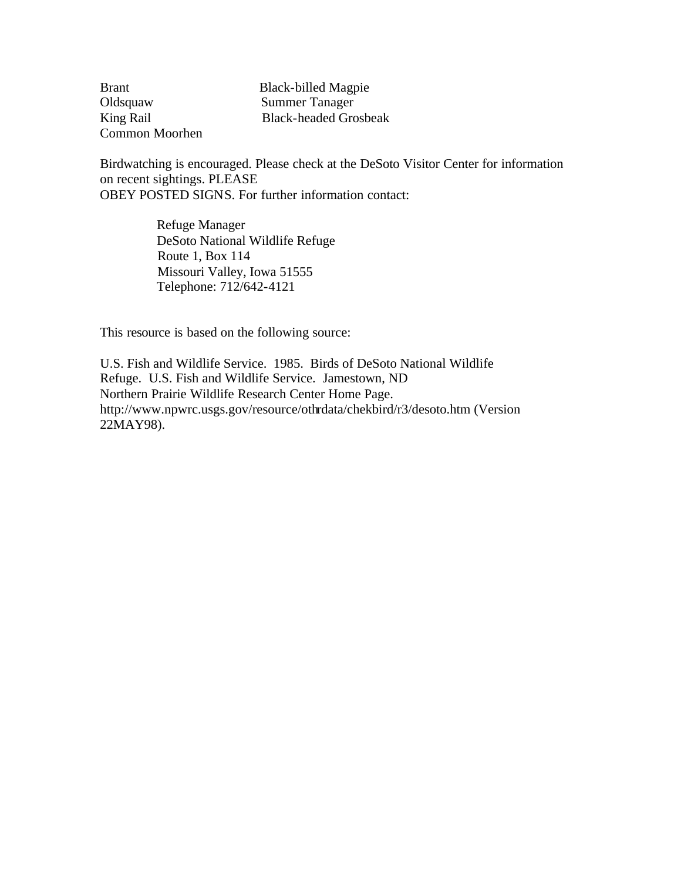| | |
|---|---|
| Brant | Black-billed Magpie |
| Oldsquaw | Summer Tanager |
| King Rail | Black-headed Grosbeak |
| Common Moorhen | |

Birdwatching is encouraged. Please check at the DeSoto Visitor Center for information on recent sightings. PLEASE OBEY POSTED SIGNS. For further information contact:

Refuge Manager
DeSoto National Wildlife Refuge
Route 1, Box 114
Missouri Valley, Iowa 51555
Telephone: 712/642-4121

This resource is based on the following source:

U.S. Fish and Wildlife Service. 1985. Birds of DeSoto National Wildlife Refuge. U.S. Fish and Wildlife Service. Jamestown, ND
Northern Prairie Wildlife Research Center Home Page.
http://www.npwrc.usgs.gov/resource/othrdata/chekbird/r3/desoto.htm (Version 22MAY98).